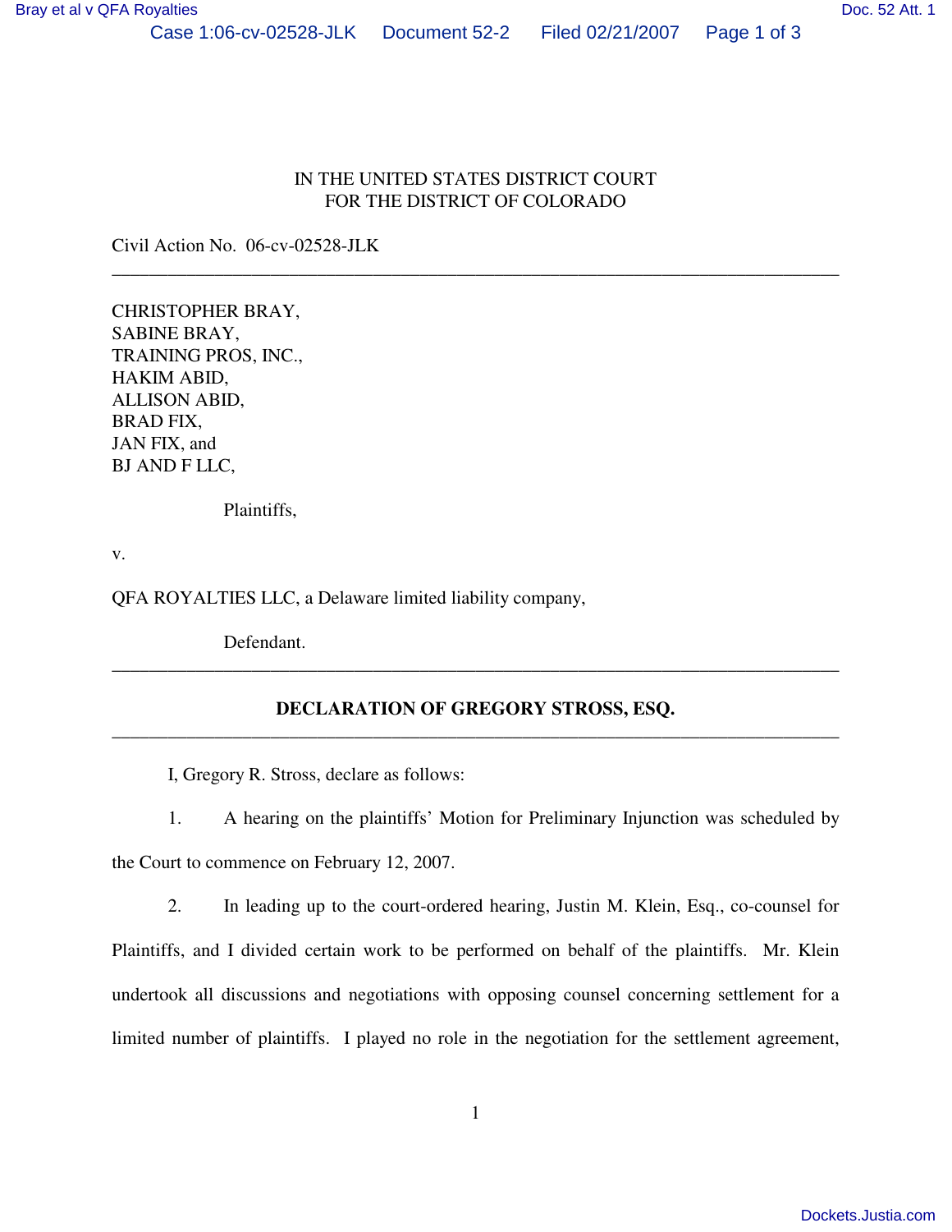IN THE UNITED STATES DISTRICT COURT
FOR THE DISTRICT OF COLORADO

Civil Action No. 06-cv-02528-JLK

---

CHRISTOPHER BRAY,
SABINE BRAY,
TRAINING PROS, INC.,
HAKIM ABID,
ALLISON ABID,
BRAD FIX,
JAN FIX, and
BJ AND F LLC,

Plaintiffs,

v.

QFA ROYALTIES LLC, a Delaware limited liability company,

Defendant.

---

**DECLARATION OF GREGORY STROSS, ESQ.**

---

I, Gregory R. Stross, declare as follows:

1. A hearing on the plaintiffs' Motion for Preliminary Injunction was scheduled by the Court to commence on February 12, 2007.

2. In leading up to the court-ordered hearing, Justin M. Klein, Esq., co-counsel for Plaintiffs, and I divided certain work to be performed on behalf of the plaintiffs. Mr. Klein undertook all discussions and negotiations with opposing counsel concerning settlement for a limited number of plaintiffs. I played no role in the negotiation for the settlement agreement,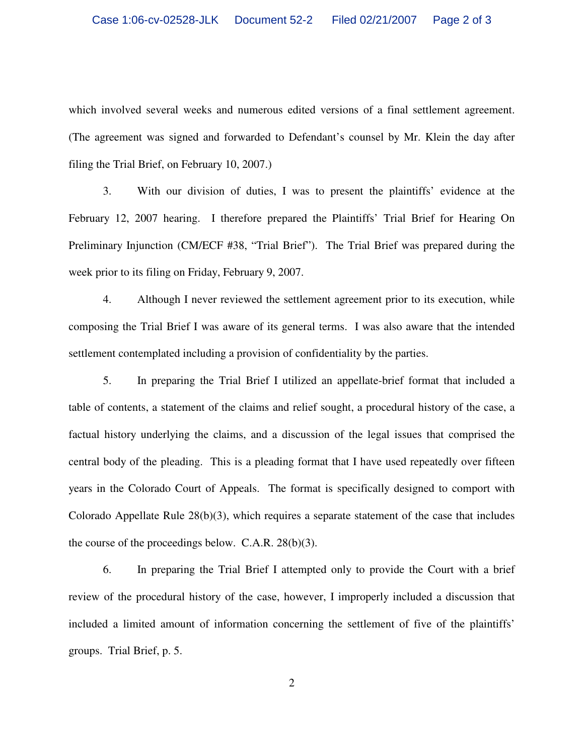which involved several weeks and numerous edited versions of a final settlement agreement. (The agreement was signed and forwarded to Defendant's counsel by Mr. Klein the day after filing the Trial Brief, on February 10, 2007.)

3. With our division of duties, I was to present the plaintiffs' evidence at the February 12, 2007 hearing. I therefore prepared the Plaintiffs' Trial Brief for Hearing On Preliminary Injunction (CM/ECF #38, "Trial Brief"). The Trial Brief was prepared during the week prior to its filing on Friday, February 9, 2007.

4. Although I never reviewed the settlement agreement prior to its execution, while composing the Trial Brief I was aware of its general terms. I was also aware that the intended settlement contemplated including a provision of confidentiality by the parties.

5. In preparing the Trial Brief I utilized an appellate-brief format that included a table of contents, a statement of the claims and relief sought, a procedural history of the case, a factual history underlying the claims, and a discussion of the legal issues that comprised the central body of the pleading. This is a pleading format that I have used repeatedly over fifteen years in the Colorado Court of Appeals. The format is specifically designed to comport with Colorado Appellate Rule 28(b)(3), which requires a separate statement of the case that includes the course of the proceedings below. C.A.R. 28(b)(3).

6. In preparing the Trial Brief I attempted only to provide the Court with a brief review of the procedural history of the case, however, I improperly included a discussion that included a limited amount of information concerning the settlement of five of the plaintiffs' groups. Trial Brief, p. 5.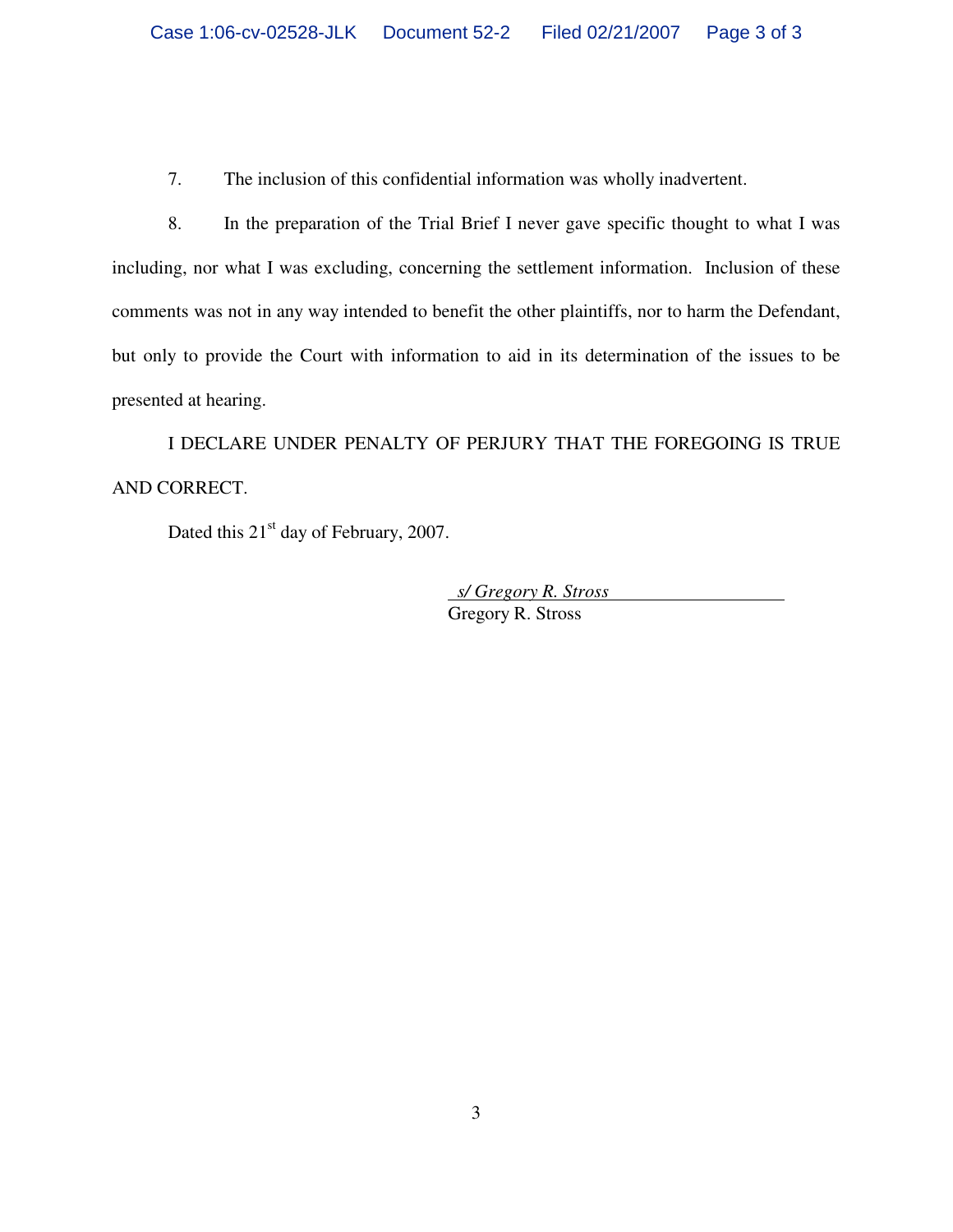7. The inclusion of this confidential information was wholly inadvertent.

8. In the preparation of the Trial Brief I never gave specific thought to what I was including, nor what I was excluding, concerning the settlement information. Inclusion of these comments was not in any way intended to benefit the other plaintiffs, nor to harm the Defendant, but only to provide the Court with information to aid in its determination of the issues to be presented at hearing.

I DECLARE UNDER PENALTY OF PERJURY THAT THE FOREGOING IS TRUE AND CORRECT.

Dated this 21st day of February, 2007.

*s/ Gregory R. Stross*
Gregory R. Stross